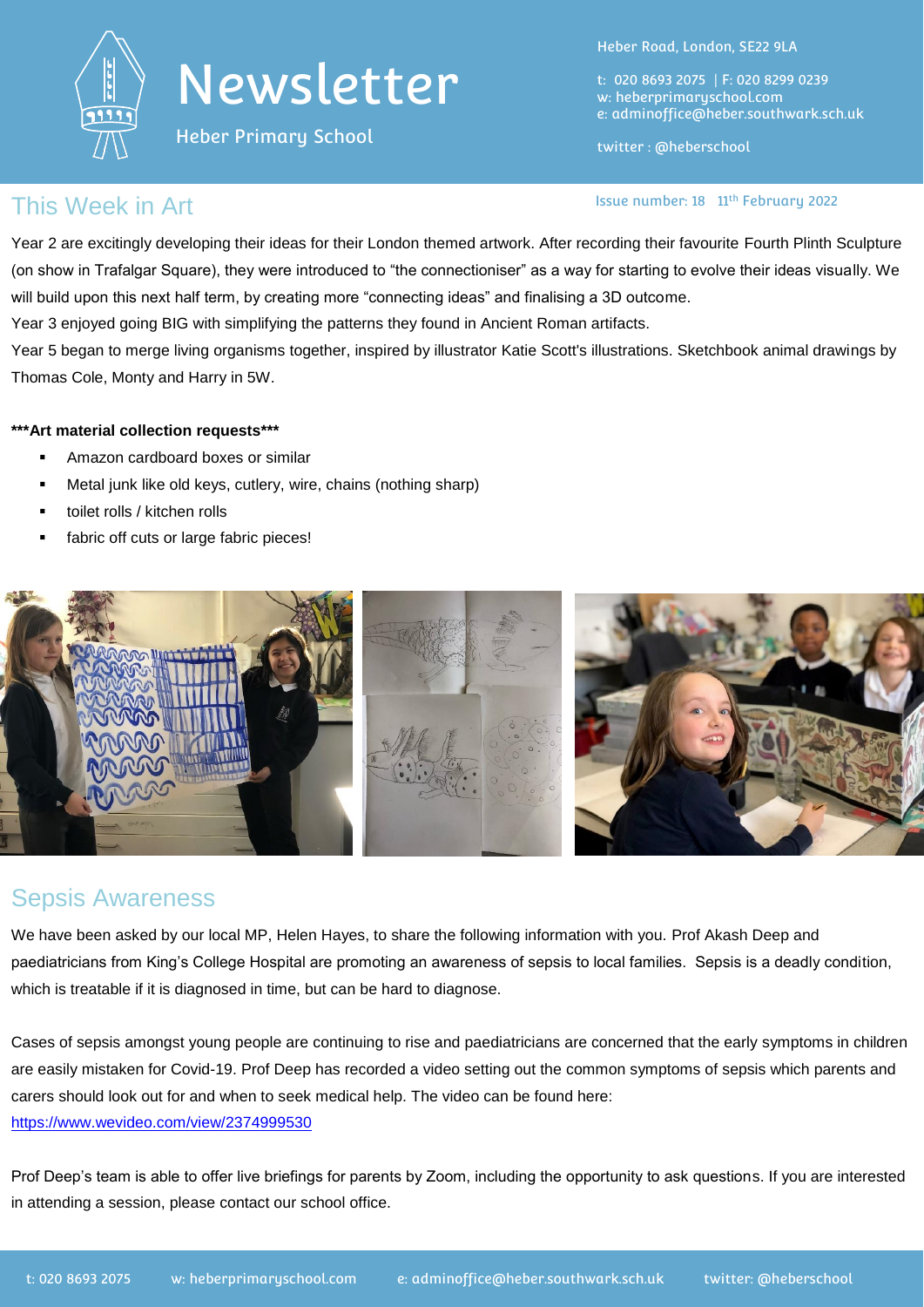# Newsletter

Heber Primary School

Heber Road, London, SE22 9LA

t: 020 8693 2075 | F: 020 8299 0239
w: heberprimaryschool.com
e: adminoffice@heber.southwark.sch.uk

twitter : @heberschool

Issue number: 18 11th February 2022

## This Week in Art

Year 2 are excitingly developing their ideas for their London themed artwork. After recording their favourite Fourth Plinth Sculpture (on show in Trafalgar Square), they were introduced to "the connectioniser" as a way for starting to evolve their ideas visually. We will build upon this next half term, by creating more "connecting ideas" and finalising a 3D outcome.

Year 3 enjoyed going BIG with simplifying the patterns they found in Ancient Roman artifacts.

Year 5 began to merge living organisms together, inspired by illustrator Katie Scott's illustrations. Sketchbook animal drawings by Thomas Cole, Monty and Harry in 5W.

**\*\*\*Art material collection requests\*\*\***

- Amazon cardboard boxes or similar
- Metal junk like old keys, cutlery, wire, chains (nothing sharp)
- toilet rolls / kitchen rolls
- fabric off cuts or large fabric pieces!

## Sepsis Awareness

We have been asked by our local MP, Helen Hayes, to share the following information with you. Prof Akash Deep and paediatricians from King's College Hospital are promoting an awareness of sepsis to local families. Sepsis is a deadly condition, which is treatable if it is diagnosed in time, but can be hard to diagnose.

Cases of sepsis amongst young people are continuing to rise and paediatricians are concerned that the early symptoms in children are easily mistaken for Covid-19. Prof Deep has recorded a video setting out the common symptoms of sepsis which parents and carers should look out for and when to seek medical help. The video can be found here: https://www.wevideo.com/view/2374999530

Prof Deep's team is able to offer live briefings for parents by Zoom, including the opportunity to ask questions. If you are interested in attending a session, please contact our school office.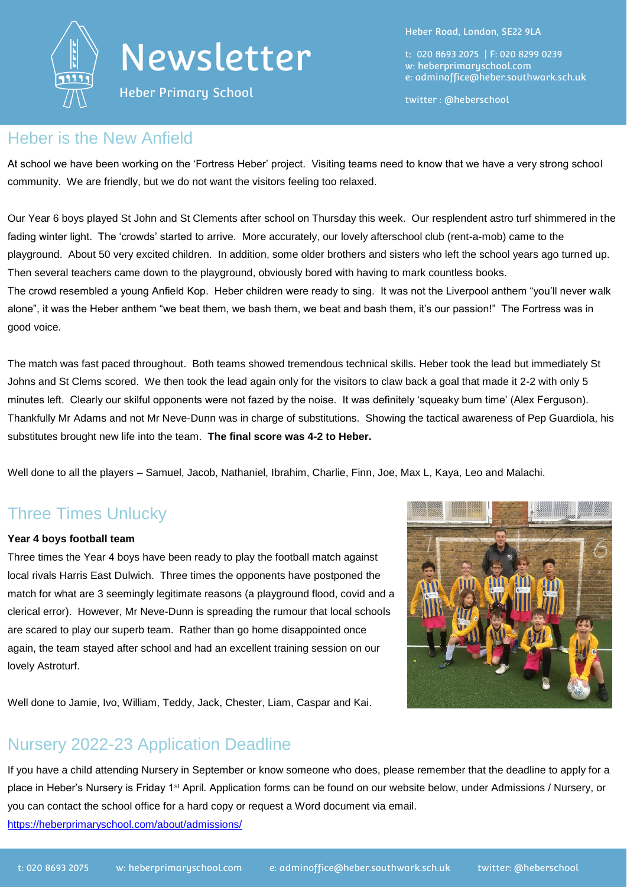# Newsletter

Heber Primary School

Heber Road, London, SE22 9LA

t: 020 8693 2075 | F: 020 8299 0239
w: heberprimaryschool.com
e: adminoffice@heber.southwark.sch.uk

twitter : @heberschool

## Heber is the New Anfield

At school we have been working on the 'Fortress Heber' project. Visiting teams need to know that we have a very strong school community. We are friendly, but we do not want the visitors feeling too relaxed.

Our Year 6 boys played St John and St Clements after school on Thursday this week. Our resplendent astro turf shimmered in the fading winter light. The 'crowds' started to arrive. More accurately, our lovely afterschool club (rent-a-mob) came to the playground. About 50 very excited children. In addition, some older brothers and sisters who left the school years ago turned up. Then several teachers came down to the playground, obviously bored with having to mark countless books.
The crowd resembled a young Anfield Kop. Heber children were ready to sing. It was not the Liverpool anthem "you'll never walk alone", it was the Heber anthem "we beat them, we bash them, we beat and bash them, it's our passion!" The Fortress was in good voice.

The match was fast paced throughout. Both teams showed tremendous technical skills. Heber took the lead but immediately St Johns and St Clems scored. We then took the lead again only for the visitors to claw back a goal that made it 2-2 with only 5 minutes left. Clearly our skilful opponents were not fazed by the noise. It was definitely 'squeaky bum time' (Alex Ferguson). Thankfully Mr Adams and not Mr Neve-Dunn was in charge of substitutions. Showing the tactical awareness of Pep Guardiola, his substitutes brought new life into the team. **The final score was 4-2 to Heber.**

Well done to all the players – Samuel, Jacob, Nathaniel, Ibrahim, Charlie, Finn, Joe, Max L, Kaya, Leo and Malachi.

## Three Times Unlucky

**Year 4 boys football team**

Three times the Year 4 boys have been ready to play the football match against local rivals Harris East Dulwich. Three times the opponents have postponed the match for what are 3 seemingly legitimate reasons (a playground flood, covid and a clerical error). However, Mr Neve-Dunn is spreading the rumour that local schools are scared to play our superb team. Rather than go home disappointed once again, the team stayed after school and had an excellent training session on our lovely Astroturf.

Well done to Jamie, Ivo, William, Teddy, Jack, Chester, Liam, Caspar and Kai.

## Nursery 2022-23 Application Deadline

If you have a child attending Nursery in September or know someone who does, please remember that the deadline to apply for a place in Heber's Nursery is Friday 1st April. Application forms can be found on our website below, under Admissions / Nursery, or you can contact the school office for a hard copy or request a Word document via email.
https://heberprimaryschool.com/about/admissions/

t: 020 8693 2075 w: heberprimaryschool.com e: adminoffice@heber.southwark.sch.uk twitter: @heberschool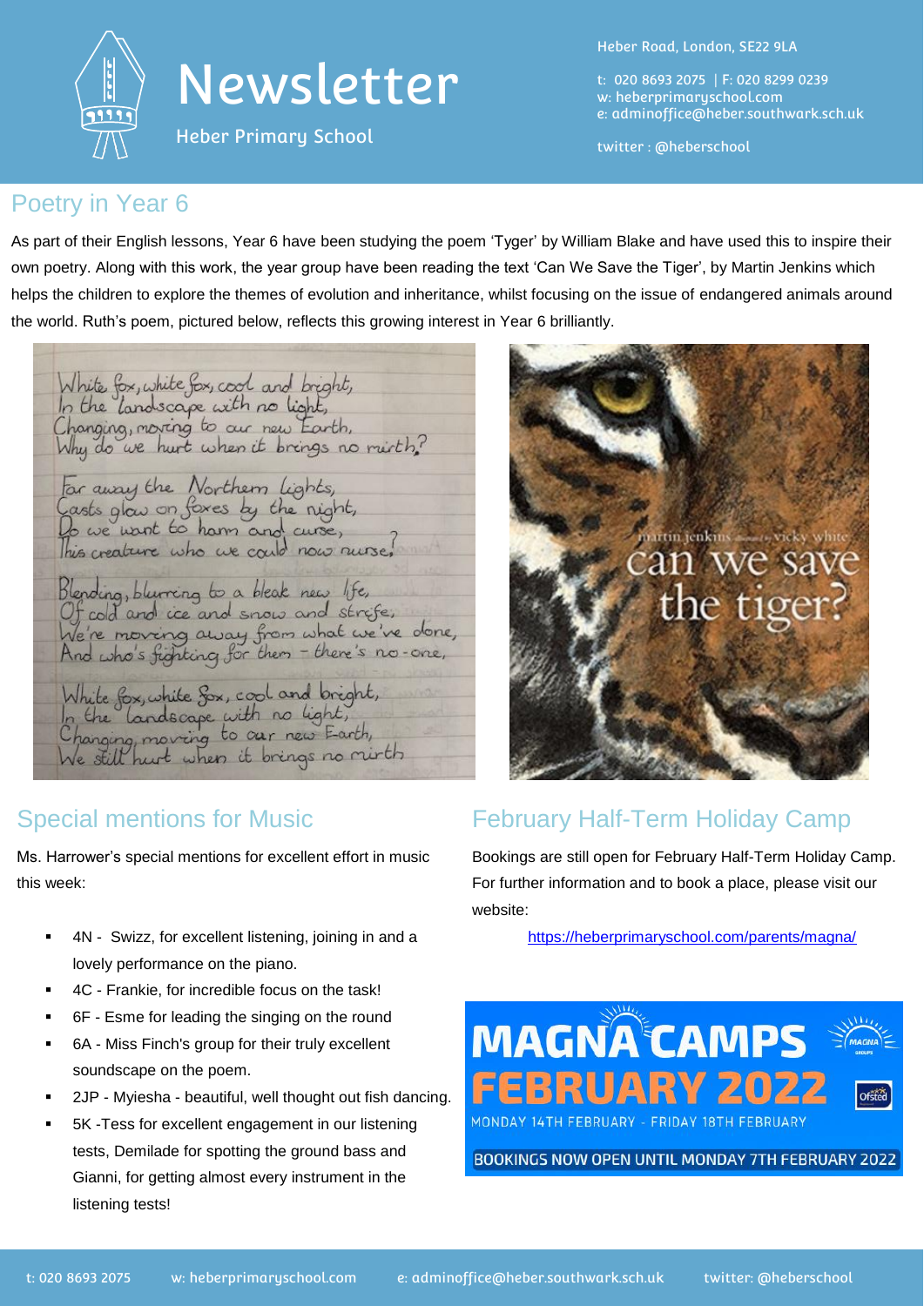# Newsletter

Heber Primary School

Heber Road, London, SE22 9LA

t: 020 8693 2075 | F: 020 8299 0239
w: heberprimaryschool.com
e: adminoffice@heber.southwark.sch.uk

twitter : @heberschool

## Poetry in Year 6

As part of their English lessons, Year 6 have been studying the poem 'Tyger' by William Blake and have used this to inspire their own poetry. Along with this work, the year group have been reading the text 'Can We Save the Tiger', by Martin Jenkins which helps the children to explore the themes of evolution and inheritance, whilst focusing on the issue of endangered animals around the world. Ruth's poem, pictured below, reflects this growing interest in Year 6 brilliantly.

White fox, white fox, cool and bright,
In the landscape with no light,
Changing, moving to our new Earth,
Why do we hurt when it brings no mirth?

Far away the Northern lights,
Casts glow on foxes by the night,
Do we want to harm and curse,
This creature who we could now nurse?

Blending, blurring to a bleak new life,
Of cold and ice and snow and strife,
We're moving away from what we've done,
And who's fighting for them - there's no-one,

White fox, white fox, cool and bright,
In the landscape with no light,
Changing, moving to our new Earth,
We still hurt when it brings no mirth

martin jenkins vicky white
can we save the tiger?

## Special mentions for Music

Ms. Harrower's special mentions for excellent effort in music this week:

- 4N - Swizz, for excellent listening, joining in and a lovely performance on the piano.
- 4C - Frankie, for incredible focus on the task!
- 6F - Esme for leading the singing on the round
- 6A - Miss Finch's group for their truly excellent soundscape on the poem.
- 2JP - Myiesha - beautiful, well thought out fish dancing.
- 5K -Tess for excellent engagement in our listening tests, Demilade for spotting the ground bass and Gianni, for getting almost every instrument in the listening tests!

## February Half-Term Holiday Camp

Bookings are still open for February Half-Term Holiday Camp. For further information and to book a place, please visit our website:

https://heberprimaryschool.com/parents/magna/

MAGNA CAMPS
FEBRUARY 2022
MONDAY 14TH FEBRUARY - FRIDAY 18TH FEBRUARY
BOOKINGS NOW OPEN UNTIL MONDAY 7TH FEBRUARY 2022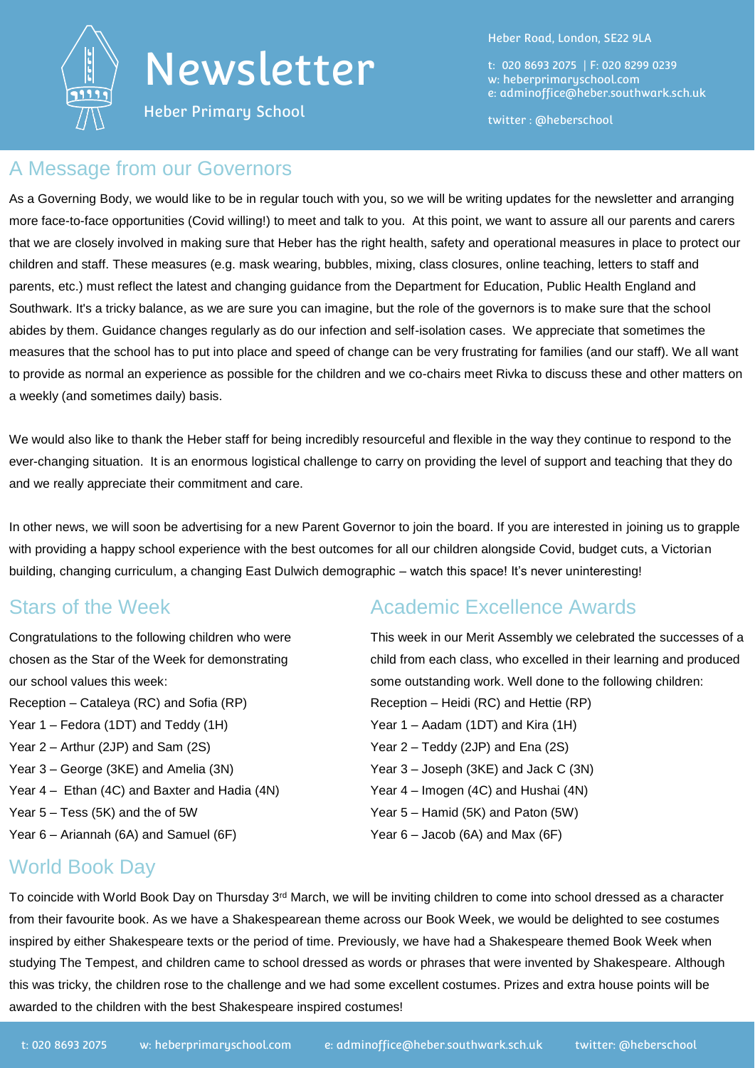# Newsletter

Heber Primary School

Heber Road, London, SE22 9LA

t: 020 8693 2075 | F: 020 8299 0239
w: heberprimaryschool.com
e: adminoffice@heber.southwark.sch.uk

twitter : @heberschool

## A Message from our Governors

As a Governing Body, we would like to be in regular touch with you, so we will be writing updates for the newsletter and arranging more face-to-face opportunities (Covid willing!) to meet and talk to you. At this point, we want to assure all our parents and carers that we are closely involved in making sure that Heber has the right health, safety and operational measures in place to protect our children and staff. These measures (e.g. mask wearing, bubbles, mixing, class closures, online teaching, letters to staff and parents, etc.) must reflect the latest and changing guidance from the Department for Education, Public Health England and Southwark. It's a tricky balance, as we are sure you can imagine, but the role of the governors is to make sure that the school abides by them. Guidance changes regularly as do our infection and self-isolation cases. We appreciate that sometimes the measures that the school has to put into place and speed of change can be very frustrating for families (and our staff). We all want to provide as normal an experience as possible for the children and we co-chairs meet Rivka to discuss these and other matters on a weekly (and sometimes daily) basis.

We would also like to thank the Heber staff for being incredibly resourceful and flexible in the way they continue to respond to the ever-changing situation. It is an enormous logistical challenge to carry on providing the level of support and teaching that they do and we really appreciate their commitment and care.

In other news, we will soon be advertising for a new Parent Governor to join the board. If you are interested in joining us to grapple with providing a happy school experience with the best outcomes for all our children alongside Covid, budget cuts, a Victorian building, changing curriculum, a changing East Dulwich demographic – watch this space! It's never uninteresting!

## Stars of the Week

Congratulations to the following children who were chosen as the Star of the Week for demonstrating our school values this week:

Reception – Cataleya (RC) and Sofia (RP)
Year 1 – Fedora (1DT) and Teddy (1H)
Year 2 – Arthur (2JP) and Sam (2S)
Year 3 – George (3KE) and Amelia (3N)
Year 4 – Ethan (4C) and Baxter and Hadia (4N)
Year 5 – Tess (5K) and the of 5W
Year 6 – Ariannah (6A) and Samuel (6F)

## Academic Excellence Awards

This week in our Merit Assembly we celebrated the successes of a child from each class, who excelled in their learning and produced some outstanding work. Well done to the following children:

Reception – Heidi (RC) and Hettie (RP)
Year 1 – Aadam (1DT) and Kira (1H)
Year 2 – Teddy (2JP) and Ena (2S)
Year 3 – Joseph (3KE) and Jack C (3N)
Year 4 – Imogen (4C) and Hushai (4N)
Year 5 – Hamid (5K) and Paton (5W)
Year 6 – Jacob (6A) and Max (6F)

## World Book Day

To coincide with World Book Day on Thursday 3rd March, we will be inviting children to come into school dressed as a character from their favourite book. As we have a Shakespearean theme across our Book Week, we would be delighted to see costumes inspired by either Shakespeare texts or the period of time. Previously, we have had a Shakespeare themed Book Week when studying The Tempest, and children came to school dressed as words or phrases that were invented by Shakespeare. Although this was tricky, the children rose to the challenge and we had some excellent costumes. Prizes and extra house points will be awarded to the children with the best Shakespeare inspired costumes!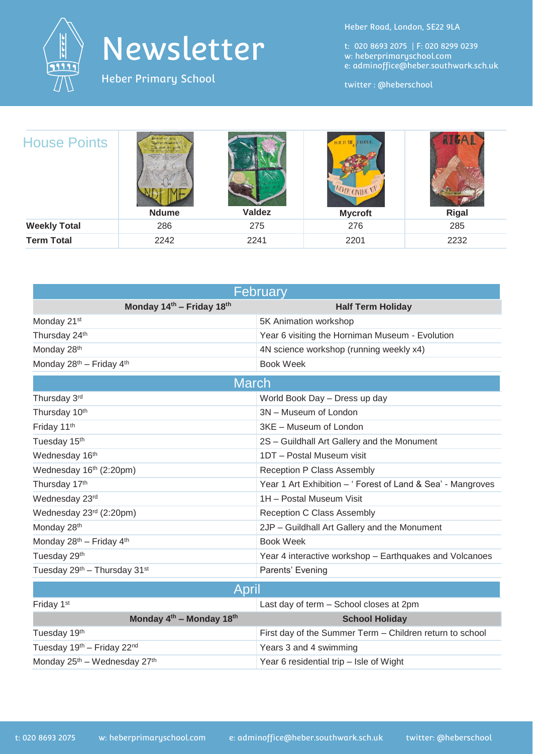# Newsletter

Heber Primary School

Heber Road, London, SE22 9LA

t: 020 8693 2075 | F: 020 8299 0239
w: heberprimaryschool.com
e: adminoffice@heber.southwark.sch.uk

twitter : @heberschool

## House Points

| | Ndume | Valdez | Mycroft | Rigal |
|---|---|---|---|---|
| **Weekly Total** | 286 | 275 | 276 | 285 |
| **Term Total** | 2242 | 2241 | 2201 | 2232 |

## February

| | |
|---|---|
| **Monday 14th – Friday 18th** | **Half Term Holiday** |
| Monday 21st | 5K Animation workshop |
| Thursday 24th | Year 6 visiting the Horniman Museum - Evolution |
| Monday 28th | 4N science workshop (running weekly x4) |
| Monday 28th – Friday 4th | Book Week |

## March

| | |
|---|---|
| Thursday 3rd | World Book Day – Dress up day |
| Thursday 10th | 3N – Museum of London |
| Friday 11th | 3KE – Museum of London |
| Tuesday 15th | 2S – Guildhall Art Gallery and the Monument |
| Wednesday 16th | 1DT – Postal Museum visit |
| Wednesday 16th (2:20pm) | Reception P Class Assembly |
| Thursday 17th | Year 1 Art Exhibition – ' Forest of Land & Sea' - Mangroves |
| Wednesday 23rd | 1H – Postal Museum Visit |
| Wednesday 23rd (2:20pm) | Reception C Class Assembly |
| Monday 28th | 2JP – Guildhall Art Gallery and the Monument |
| Monday 28th – Friday 4th | Book Week |
| Tuesday 29th | Year 4 interactive workshop – Earthquakes and Volcanoes |
| Tuesday 29th – Thursday 31st | Parents' Evening |

## April

| | |
|---|---|
| Friday 1st | Last day of term – School closes at 2pm |
| **Monday 4th – Monday 18th** | **School Holiday** |
| Tuesday 19th | First day of the Summer Term – Children return to school |
| Tuesday 19th – Friday 22nd | Years 3 and 4 swimming |
| Monday 25th – Wednesday 27th | Year 6 residential trip – Isle of Wight |

t: 020 8693 2075 w: heberprimaryschool.com e: adminoffice@heber.southwark.sch.uk twitter: @heberschool